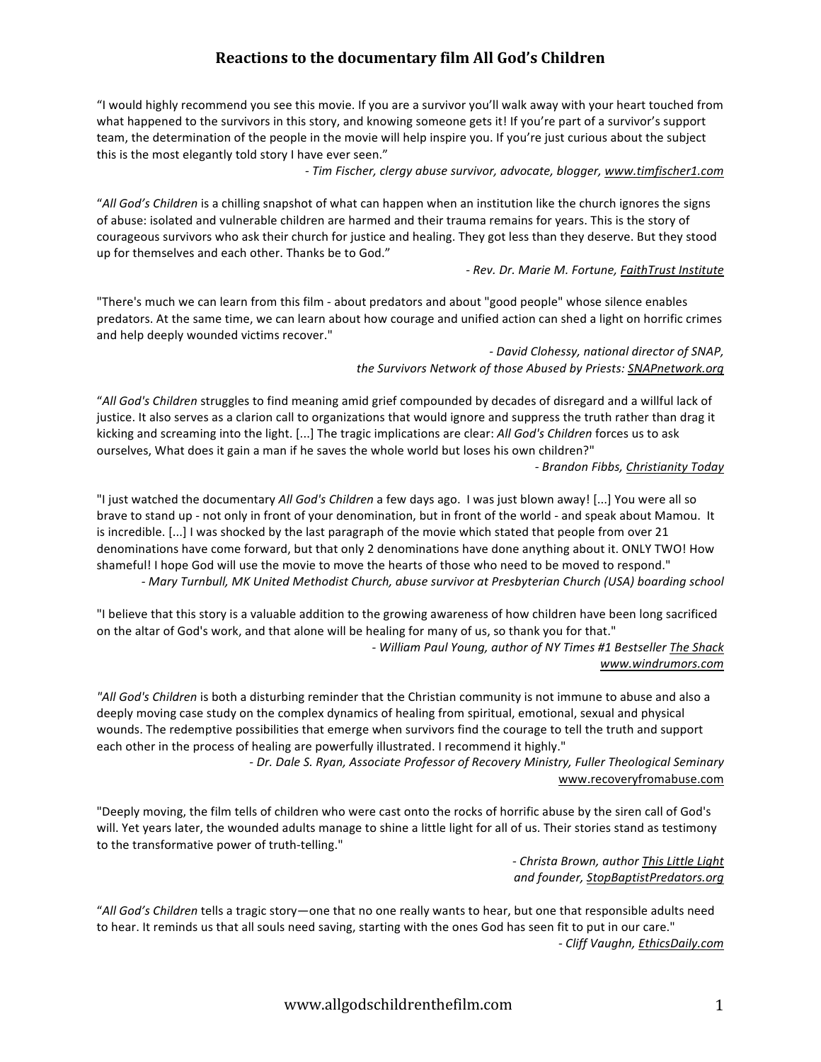# Reactions to the documentary film All God's Children

"I would highly recommend you see this movie. If you are a survivor you'll walk away with your heart touched from what happened to the survivors in this story, and knowing someone gets it! If you're part of a survivor's support team, the determination of the people in the movie will help inspire you. If you're just curious about the subject this is the most elegantly told story I have ever seen."

*- Tim Fischer, clergy abuse survivor, advocate, blogger, www.timfischer1.com*

"*All God's Children* is a chilling snapshot of what can happen when an institution like the church ignores the signs of abuse: isolated and vulnerable children are harmed and their trauma remains for years. This is the story of courageous survivors who ask their church for justice and healing. They got less than they deserve. But they stood up for themselves and each other. Thanks be to God."

*- Rev. Dr. Marie M. Fortune, FaithTrust Institute*

"There's much we can learn from this film - about predators and about "good people" whose silence enables predators. At the same time, we can learn about how courage and unified action can shed a light on horrific crimes and help deeply wounded victims recover."

*- David Clohessy, national director of SNAP, the Survivors Network of those Abused by Priests: SNAPnetwork.org*

"*All God's Children* struggles to find meaning amid grief compounded by decades of disregard and a willful lack of justice. It also serves as a clarion call to organizations that would ignore and suppress the truth rather than drag it kicking and screaming into the light. [...] The tragic implications are clear: *All God's Children* forces us to ask ourselves, What does it gain a man if he saves the whole world but loses his own children?"

*- Brandon Fibbs, Christianity Today*

"I just watched the documentary *All God's Children* a few days ago. I was just blown away! [...] You were all so brave to stand up - not only in front of your denomination, but in front of the world - and speak about Mamou. It is incredible. [...] I was shocked by the last paragraph of the movie which stated that people from over 21 denominations have come forward, but that only 2 denominations have done anything about it. ONLY TWO! How shameful! I hope God will use the movie to move the hearts of those who need to be moved to respond."

*- Mary Turnbull, MK United Methodist Church, abuse survivor at Presbyterian Church (USA) boarding school*

"I believe that this story is a valuable addition to the growing awareness of how children have been long sacrificed on the altar of God's work, and that alone will be healing for many of us, so thank you for that."

*- William Paul Young, author of NY Times #1 Bestseller The Shack www.windrumors.com*

"*All God's Children* is both a disturbing reminder that the Christian community is not immune to abuse and also a deeply moving case study on the complex dynamics of healing from spiritual, emotional, sexual and physical wounds. The redemptive possibilities that emerge when survivors find the courage to tell the truth and support each other in the process of healing are powerfully illustrated. I recommend it highly."

*- Dr. Dale S. Ryan, Associate Professor of Recovery Ministry, Fuller Theological Seminary* www.recoveryfromabuse.com

"Deeply moving, the film tells of children who were cast onto the rocks of horrific abuse by the siren call of God's will. Yet years later, the wounded adults manage to shine a little light for all of us. Their stories stand as testimony to the transformative power of truth-telling."

*- Christa Brown, author This Little Light and founder, StopBaptistPredators.org*

"*All God's Children* tells a tragic story—one that no one really wants to hear, but one that responsible adults need to hear. It reminds us that all souls need saving, starting with the ones God has seen fit to put in our care."

*- Cliff Vaughn, EthicsDaily.com*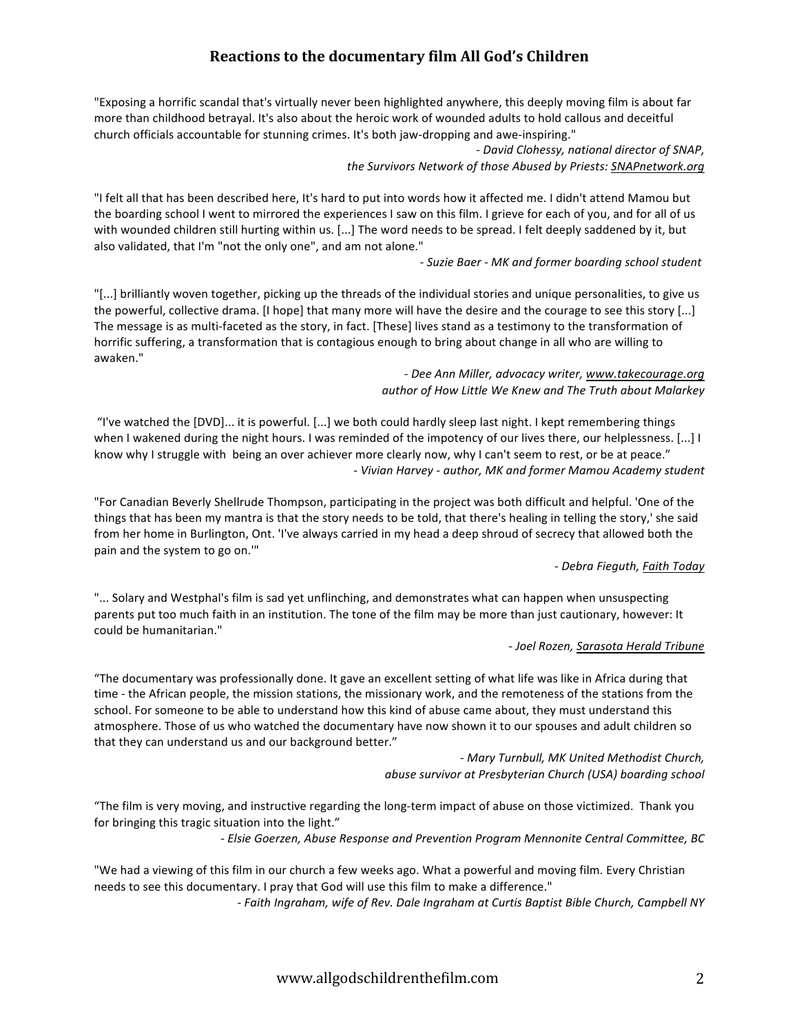# Reactions to the documentary film All God's Children

"Exposing a horrific scandal that's virtually never been highlighted anywhere, this deeply moving film is about far more than childhood betrayal. It's also about the heroic work of wounded adults to hold callous and deceitful church officials accountable for stunning crimes. It's both jaw-dropping and awe-inspiring."

*- David Clohessy, national director of SNAP, the Survivors Network of those Abused by Priests: SNAPnetwork.org*

"I felt all that has been described here, It's hard to put into words how it affected me. I didn't attend Mamou but the boarding school I went to mirrored the experiences I saw on this film. I grieve for each of you, and for all of us with wounded children still hurting within us. [...] The word needs to be spread. I felt deeply saddened by it, but also validated, that I'm "not the only one", and am not alone."

*- Suzie Baer - MK and former boarding school student*

"[...] brilliantly woven together, picking up the threads of the individual stories and unique personalities, to give us the powerful, collective drama. [I hope] that many more will have the desire and the courage to see this story [...] The message is as multi-faceted as the story, in fact. [These] lives stand as a testimony to the transformation of horrific suffering, a transformation that is contagious enough to bring about change in all who are willing to awaken."

*- Dee Ann Miller, advocacy writer, www.takecourage.org author of How Little We Knew and The Truth about Malarkey*

"I've watched the [DVD]... it is powerful. [...] we both could hardly sleep last night. I kept remembering things when I wakened during the night hours. I was reminded of the impotency of our lives there, our helplessness. [...] I know why I struggle with being an over achiever more clearly now, why I can't seem to rest, or be at peace."

*- Vivian Harvey - author, MK and former Mamou Academy student*

"For Canadian Beverly Shellrude Thompson, participating in the project was both difficult and helpful. 'One of the things that has been my mantra is that the story needs to be told, that there's healing in telling the story,' she said from her home in Burlington, Ont. 'I've always carried in my head a deep shroud of secrecy that allowed both the pain and the system to go on.'"

*- Debra Fieguth, Faith Today*

"... Solary and Westphal's film is sad yet unflinching, and demonstrates what can happen when unsuspecting parents put too much faith in an institution. The tone of the film may be more than just cautionary, however: It could be humanitarian."

*- Joel Rozen, Sarasota Herald Tribune*

"The documentary was professionally done. It gave an excellent setting of what life was like in Africa during that time - the African people, the mission stations, the missionary work, and the remoteness of the stations from the school. For someone to be able to understand how this kind of abuse came about, they must understand this atmosphere. Those of us who watched the documentary have now shown it to our spouses and adult children so that they can understand us and our background better."

*- Mary Turnbull, MK United Methodist Church, abuse survivor at Presbyterian Church (USA) boarding school*

"The film is very moving, and instructive regarding the long-term impact of abuse on those victimized. Thank you for bringing this tragic situation into the light."

*- Elsie Goerzen, Abuse Response and Prevention Program Mennonite Central Committee, BC*

"We had a viewing of this film in our church a few weeks ago. What a powerful and moving film. Every Christian needs to see this documentary. I pray that God will use this film to make a difference."

*- Faith Ingraham, wife of Rev. Dale Ingraham at Curtis Baptist Bible Church, Campbell NY*

www.allgodschildrenthefilm.com